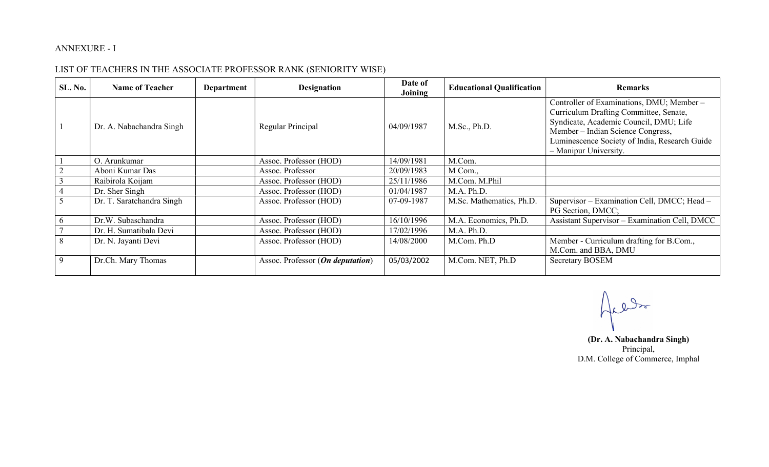ANNEXURE - I

LIST OF TEACHERS IN THE ASSOCIATE PROFESSOR RANK (SENIORITY WISE)

| SL. No. | Name of Teacher | Department | Designation | Date of Joining | Educational Qualification | Remarks |
|---|---|---|---|---|---|---|
| 1 | Dr. A. Nabachandra Singh | | Regular Principal | 04/09/1987 | M.Sc., Ph.D. | Controller of Examinations, DMU; Member – Curriculum Drafting Committee, Senate, Syndicate, Academic Council, DMU; Life Member – Indian Science Congress, Luminescence Society of India, Research Guide – Manipur University. |
| 1 | O. Arunkumar | | Assoc. Professor (HOD) | 14/09/1981 | M.Com. | |
| 2 | Aboni Kumar Das | | Assoc. Professor | 20/09/1983 | M Com., | |
| 3 | Raibirola Koijam | | Assoc. Professor (HOD) | 25/11/1986 | M.Com. M.Phil | |
| 4 | Dr. Sher Singh | | Assoc. Professor (HOD) | 01/04/1987 | M.A. Ph.D. | |
| 5 | Dr. T. Saratchandra Singh | | Assoc. Professor (HOD) | 07-09-1987 | M.Sc. Mathematics, Ph.D. | Supervisor – Examination Cell, DMCC; Head – PG Section, DMCC; |
| 6 | Dr.W. Subaschandra | | Assoc. Professor (HOD) | 16/10/1996 | M.A. Economics, Ph.D. | Assistant Supervisor – Examination Cell, DMCC |
| 7 | Dr. H. Sumatibala Devi | | Assoc. Professor (HOD) | 17/02/1996 | M.A. Ph.D. | |
| 8 | Dr. N. Jayanti Devi | | Assoc. Professor (HOD) | 14/08/2000 | M.Com. Ph.D | Member - Curriculum drafting for B.Com., M.Com. and BBA, DMU |
| 9 | Dr.Ch. Mary Thomas | | Assoc. Professor (***On deputation***) | 05/03/2002 | M.Com. NET, Ph.D | Secretary BOSEM |

**(Dr. A. Nabachandra Singh)**
Principal,
D.M. College of Commerce, Imphal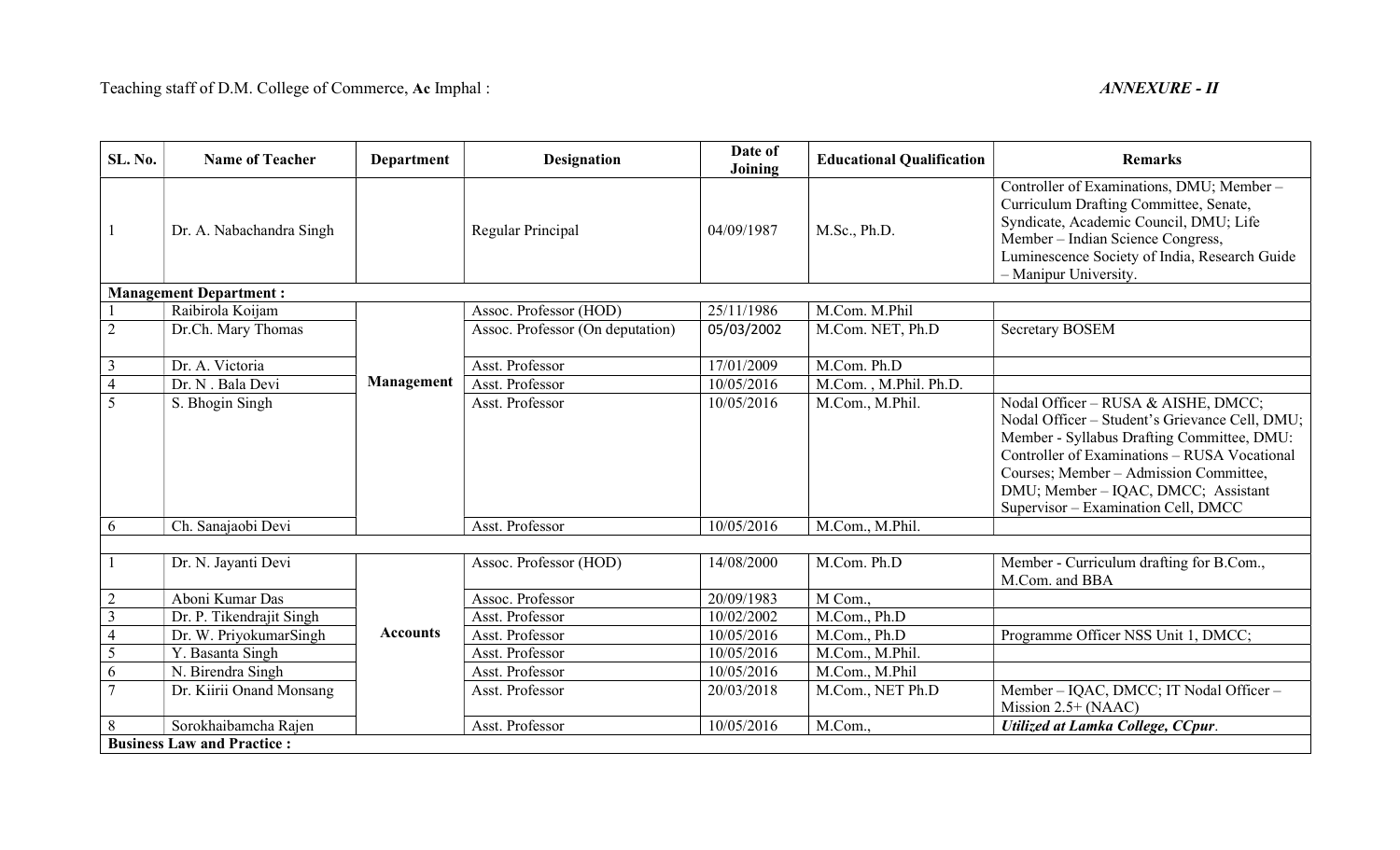Teaching staff of D.M. College of Commerce, **Ac** Imphal : ***ANNEXURE - II***

| SL. No. | Name of Teacher | Department | Designation | Date of Joining | Educational Qualification | Remarks |
|---|---|---|---|---|---|---|
| 1 | Dr. A. Nabachandra Singh | | Regular Principal | 04/09/1987 | M.Sc., Ph.D. | Controller of Examinations, DMU; Member – Curriculum Drafting Committee, Senate, Syndicate, Academic Council, DMU; Life Member – Indian Science Congress, Luminescence Society of India, Research Guide – Manipur University. |
| **Management Department :** | | | | | | |
| 1 | Raibirola Koijam | **Management** | Assoc. Professor (HOD) | 25/11/1986 | M.Com. M.Phil | |
| 2 | Dr.Ch. Mary Thomas | | Assoc. Professor (On deputation) | 05/03/2002 | M.Com. NET, Ph.D | Secretary BOSEM |
| 3 | Dr. A. Victoria | | Asst. Professor | 17/01/2009 | M.Com. Ph.D | |
| 4 | Dr. N . Bala Devi | | Asst. Professor | 10/05/2016 | M.Com. , M.Phil. Ph.D. | |
| 5 | S. Bhogin Singh | | Asst. Professor | 10/05/2016 | M.Com., M.Phil. | Nodal Officer – RUSA & AISHE, DMCC; Nodal Officer – Student's Grievance Cell, DMU; Member - Syllabus Drafting Committee, DMU: Controller of Examinations – RUSA Vocational Courses; Member – Admission Committee, DMU; Member – IQAC, DMCC; Assistant Supervisor – Examination Cell, DMCC |
| 6 | Ch. Sanajaobi Devi | | Asst. Professor | 10/05/2016 | M.Com., M.Phil. | |
| | | | | | | |
| 1 | Dr. N. Jayanti Devi | **Accounts** | Assoc. Professor (HOD) | 14/08/2000 | M.Com. Ph.D | Member - Curriculum drafting for B.Com., M.Com. and BBA |
| 2 | Aboni Kumar Das | | Assoc. Professor | 20/09/1983 | M Com., | |
| 3 | Dr. P. Tikendrajit Singh | | Asst. Professor | 10/02/2002 | M.Com., Ph.D | |
| 4 | Dr. W. PriyokumarSingh | | Asst. Professor | 10/05/2016 | M.Com., Ph.D | Programme Officer NSS Unit 1, DMCC; |
| 5 | Y. Basanta Singh | | Asst. Professor | 10/05/2016 | M.Com., M.Phil. | |
| 6 | N. Birendra Singh | | Asst. Professor | 10/05/2016 | M.Com., M.Phil | |
| 7 | Dr. Kiirii Onand Monsang | | Asst. Professor | 20/03/2018 | M.Com., NET Ph.D | Member – IQAC, DMCC; IT Nodal Officer – Mission 2.5+ (NAAC) |
| 8 | Sorokhaibamcha Rajen | | Asst. Professor | 10/05/2016 | M.Com., | ***Utilized at Lamka College, CCpur***. |
| **Business Law and Practice :** | | | | | | |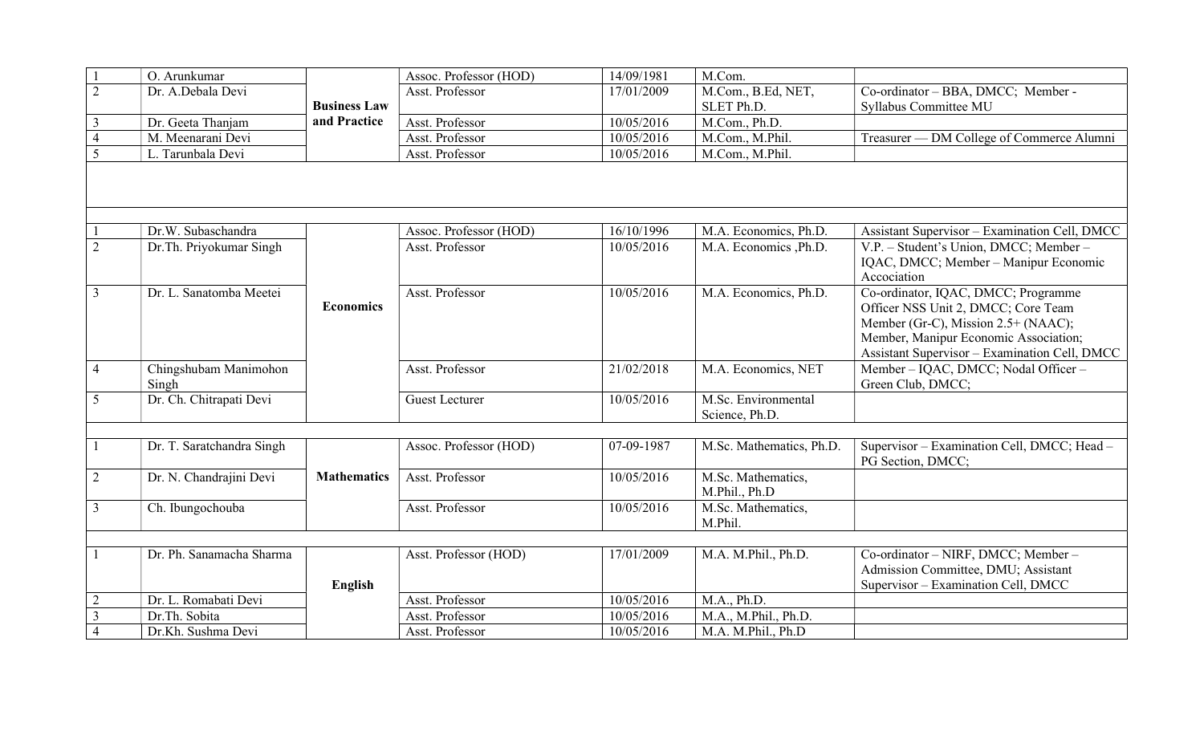| | | | | | | |
|---|---|---|---|---|---|---|
| 1 | O. Arunkumar | Business Law and Practice | Assoc. Professor (HOD) | 14/09/1981 | M.Com. | |
| 2 | Dr. A.Debala Devi | | Asst. Professor | 17/01/2009 | M.Com., B.Ed, NET, SLET Ph.D. | Co-ordinator – BBA, DMCC; Member - Syllabus Committee MU |
| 3 | Dr. Geeta Thanjam | | Asst. Professor | 10/05/2016 | M.Com., Ph.D. | |
| 4 | M. Meenarani Devi | | Asst. Professor | 10/05/2016 | M.Com., M.Phil. | Treasurer — DM College of Commerce Alumni |
| 5 | L. Tarunbala Devi | | Asst. Professor | 10/05/2016 | M.Com., M.Phil. | |
| | | | | | | |
| 1 | Dr.W. Subaschandra | Economics | Assoc. Professor (HOD) | 16/10/1996 | M.A. Economics, Ph.D. | Assistant Supervisor – Examination Cell, DMCC |
| 2 | Dr.Th. Priyokumar Singh | | Asst. Professor | 10/05/2016 | M.A. Economics ,Ph.D. | V.P. – Student's Union, DMCC; Member – IQAC, DMCC; Member – Manipur Economic Accociation |
| 3 | Dr. L. Sanatomba Meetei | | Asst. Professor | 10/05/2016 | M.A. Economics, Ph.D. | Co-ordinator, IQAC, DMCC; Programme Officer NSS Unit 2, DMCC; Core Team Member (Gr-C), Mission 2.5+ (NAAC); Member, Manipur Economic Association; Assistant Supervisor – Examination Cell, DMCC |
| 4 | Chingshubam Manimohon Singh | | Asst. Professor | 21/02/2018 | M.A. Economics, NET | Member – IQAC, DMCC; Nodal Officer – Green Club, DMCC; |
| 5 | Dr. Ch. Chitrapati Devi | | Guest Lecturer | 10/05/2016 | M.Sc. Environmental Science, Ph.D. | |
| | | | | | | |
| 1 | Dr. T. Saratchandra Singh | Mathematics | Assoc. Professor (HOD) | 07-09-1987 | M.Sc. Mathematics, Ph.D. | Supervisor – Examination Cell, DMCC; Head – PG Section, DMCC; |
| 2 | Dr. N. Chandrajini Devi | | Asst. Professor | 10/05/2016 | M.Sc. Mathematics, M.Phil., Ph.D | |
| 3 | Ch. Ibungochouba | | Asst. Professor | 10/05/2016 | M.Sc. Mathematics, M.Phil. | |
| | | | | | | |
| 1 | Dr. Ph. Sanamacha Sharma | English | Asst. Professor (HOD) | 17/01/2009 | M.A. M.Phil., Ph.D. | Co-ordinator – NIRF, DMCC; Member – Admission Committee, DMU; Assistant Supervisor – Examination Cell, DMCC |
| 2 | Dr. L. Romabati Devi | | Asst. Professor | 10/05/2016 | M.A., Ph.D. | |
| 3 | Dr.Th. Sobita | | Asst. Professor | 10/05/2016 | M.A., M.Phil., Ph.D. | |
| 4 | Dr.Kh. Sushma Devi | | Asst. Professor | 10/05/2016 | M.A. M.Phil., Ph.D | |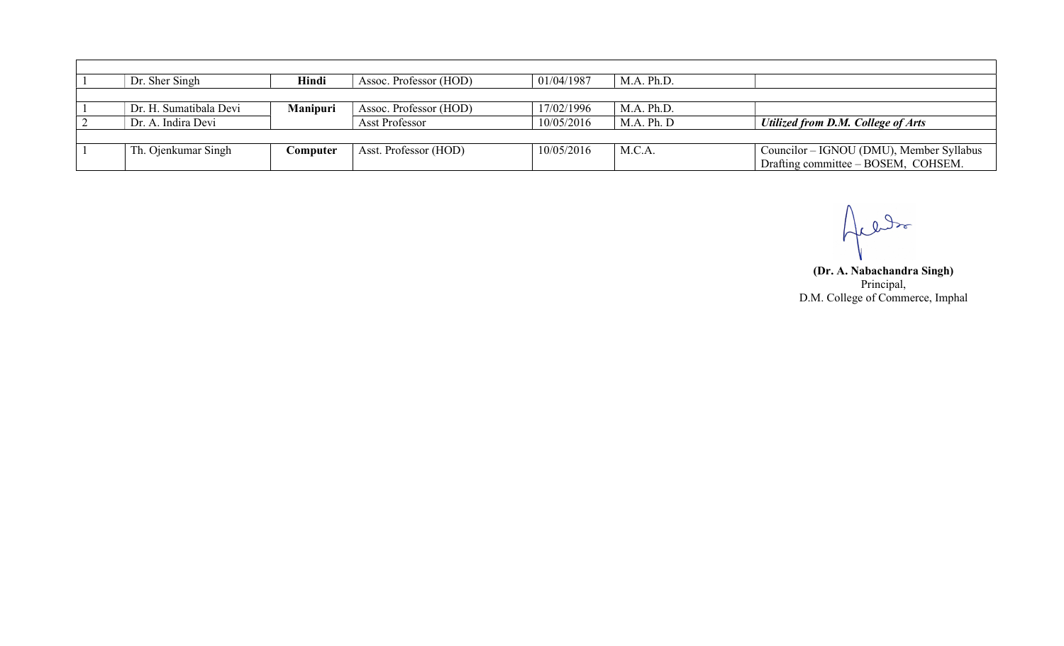| | | | | | | |
|---|---|---|---|---|---|---|
| | | | | | | |
| 1 | Dr. Sher Singh | **Hindi** | Assoc. Professor (HOD) | 01/04/1987 | M.A. Ph.D. | |
| | | | | | | |
| 1 | Dr. H. Sumatibala Devi | **Manipuri** | Assoc. Professor (HOD) | 17/02/1996 | M.A. Ph.D. | |
| 2 | Dr. A. Indira Devi | | Asst Professor | 10/05/2016 | M.A. Ph. D | ***Utilized from D.M. College of Arts*** |
| | | | | | | |
| 1 | Th. Ojenkumar Singh | **Computer** | Asst. Professor (HOD) | 10/05/2016 | M.C.A. | Councilor – IGNOU (DMU), Member Syllabus Drafting committee – BOSEM, COHSEM. |

**(Dr. A. Nabachandra Singh)**
Principal,
D.M. College of Commerce, Imphal